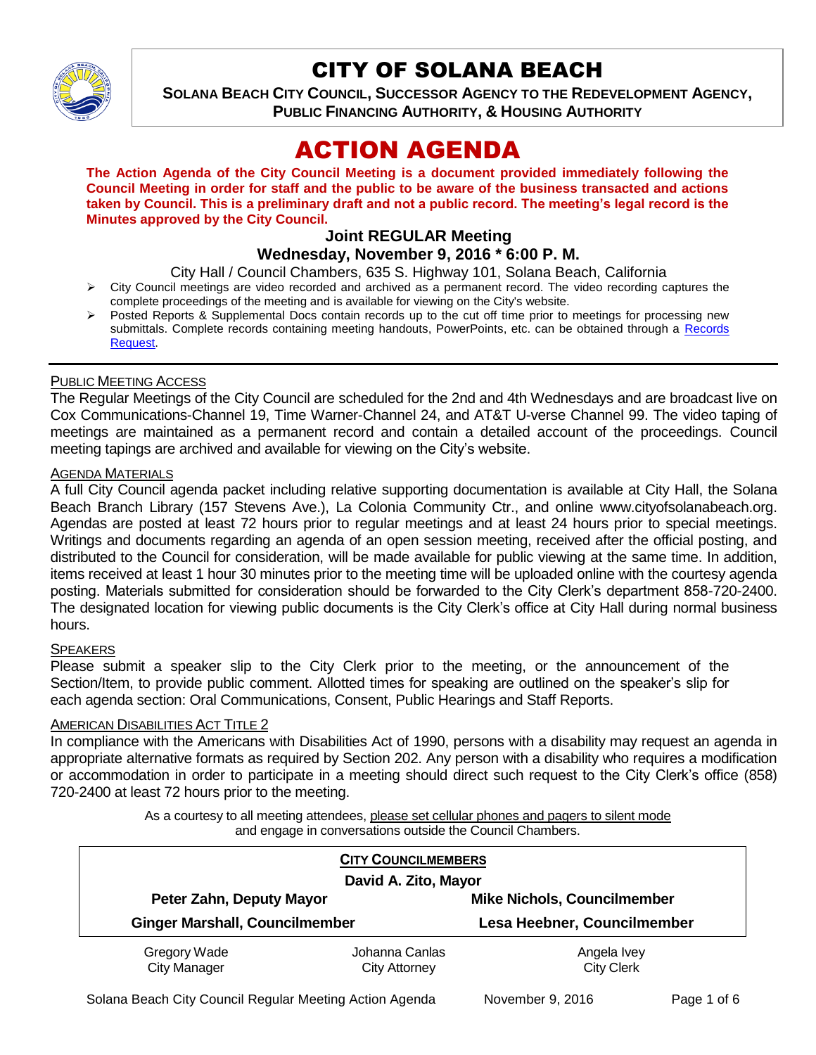# CITY OF SOLANA BEACH

**SOLANA BEACH CITY COUNCIL, SUCCESSOR AGENCY TO THE REDEVELOPMENT AGENCY, PUBLIC FINANCING AUTHORITY, & HOUSING AUTHORITY**

# ACTION AGENDA

**The Action Agenda of the City Council Meeting is a document provided immediately following the Council Meeting in order for staff and the public to be aware of the business transacted and actions taken by Council. This is a preliminary draft and not a public record. The meeting's legal record is the Minutes approved by the City Council.**

### Joint REGULAR Meeting
### Wednesday, November 9, 2016 * 6:00 P. M.

City Hall / Council Chambers, 635 S. Highway 101, Solana Beach, California

- City Council meetings are video recorded and archived as a permanent record. The video recording captures the complete proceedings of the meeting and is available for viewing on the City's website.
- Posted Reports & Supplemental Docs contain records up to the cut off time prior to meetings for processing new submittals. Complete records containing meeting handouts, PowerPoints, etc. can be obtained through a Records Request.

---

PUBLIC MEETING ACCESS

The Regular Meetings of the City Council are scheduled for the 2nd and 4th Wednesdays and are broadcast live on Cox Communications-Channel 19, Time Warner-Channel 24, and AT&T U-verse Channel 99. The video taping of meetings are maintained as a permanent record and contain a detailed account of the proceedings. Council meeting tapings are archived and available for viewing on the City's website.

AGENDA MATERIALS

A full City Council agenda packet including relative supporting documentation is available at City Hall, the Solana Beach Branch Library (157 Stevens Ave.), La Colonia Community Ctr., and online www.cityofsolanabeach.org. Agendas are posted at least 72 hours prior to regular meetings and at least 24 hours prior to special meetings. Writings and documents regarding an agenda of an open session meeting, received after the official posting, and distributed to the Council for consideration, will be made available for public viewing at the same time. In addition, items received at least 1 hour 30 minutes prior to the meeting time will be uploaded online with the courtesy agenda posting. Materials submitted for consideration should be forwarded to the City Clerk's department 858-720-2400. The designated location for viewing public documents is the City Clerk's office at City Hall during normal business hours.

SPEAKERS

Please submit a speaker slip to the City Clerk prior to the meeting, or the announcement of the Section/Item, to provide public comment. Allotted times for speaking are outlined on the speaker's slip for each agenda section: Oral Communications, Consent, Public Hearings and Staff Reports.

AMERICAN DISABILITIES ACT TITLE 2

In compliance with the Americans with Disabilities Act of 1990, persons with a disability may request an agenda in appropriate alternative formats as required by Section 202. Any person with a disability who requires a modification or accommodation in order to participate in a meeting should direct such request to the City Clerk's office (858) 720-2400 at least 72 hours prior to the meeting.

As a courtesy to all meeting attendees, please set cellular phones and pagers to silent mode and engage in conversations outside the Council Chambers.

| CITY COUNCILMEMBERS | |
|---|---|
| **David A. Zito, Mayor** | |
| **Peter Zahn, Deputy Mayor** | **Mike Nichols, Councilmember** |
| **Ginger Marshall, Councilmember** | **Lesa Heebner, Councilmember** |

| Gregory Wade | Johanna Canlas | Angela Ivey |
|---|---|---|
| City Manager | City Attorney | City Clerk |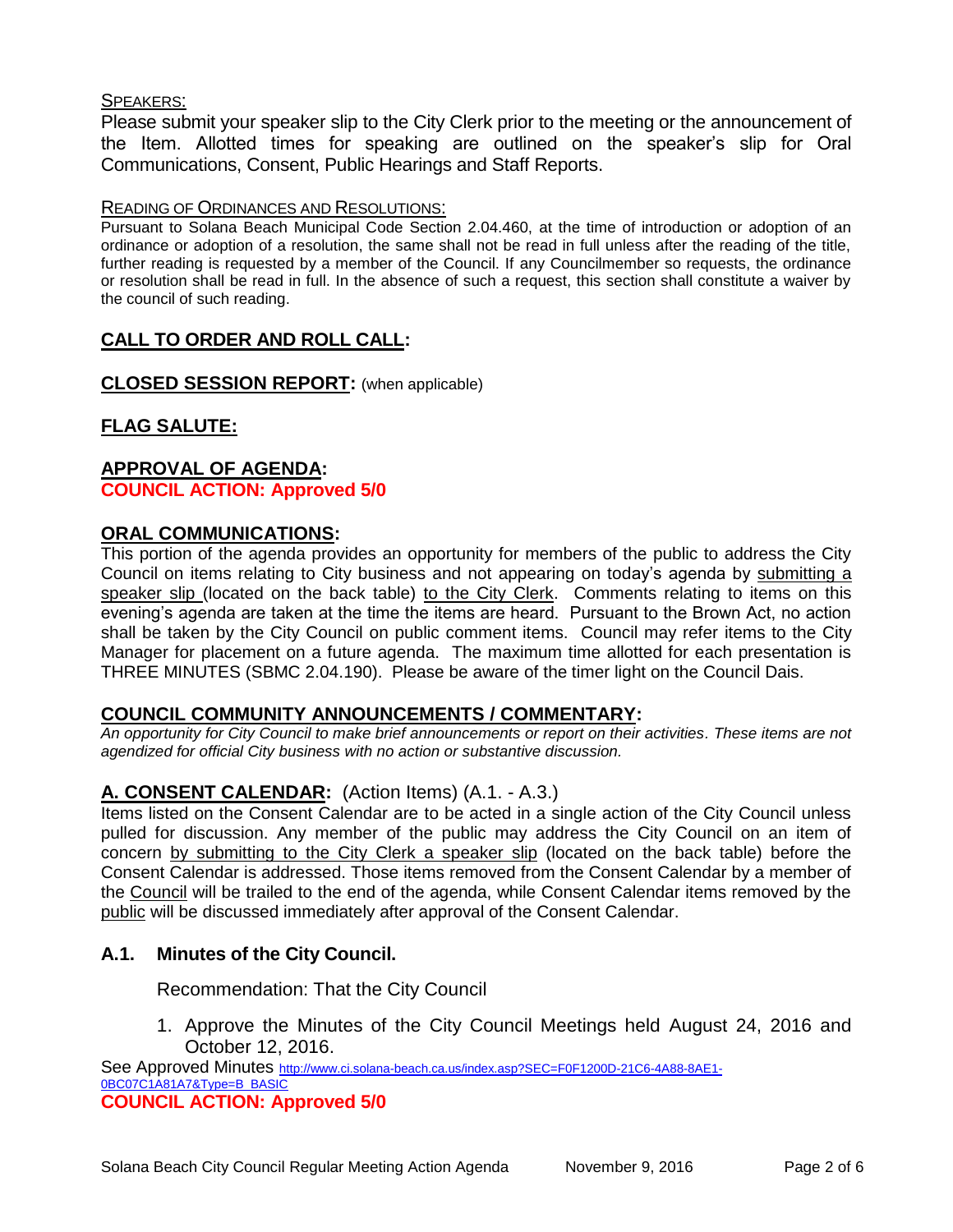SPEAKERS:

Please submit your speaker slip to the City Clerk prior to the meeting or the announcement of the Item. Allotted times for speaking are outlined on the speaker's slip for Oral Communications, Consent, Public Hearings and Staff Reports.

READING OF ORDINANCES AND RESOLUTIONS:

Pursuant to Solana Beach Municipal Code Section 2.04.460, at the time of introduction or adoption of an ordinance or adoption of a resolution, the same shall not be read in full unless after the reading of the title, further reading is requested by a member of the Council. If any Councilmember so requests, the ordinance or resolution shall be read in full. In the absence of such a request, this section shall constitute a waiver by the council of such reading.

## CALL TO ORDER AND ROLL CALL:

## CLOSED SESSION REPORT: (when applicable)

## FLAG SALUTE:

## APPROVAL OF AGENDA:

**COUNCIL ACTION: Approved 5/0**

## ORAL COMMUNICATIONS:

This portion of the agenda provides an opportunity for members of the public to address the City Council on items relating to City business and not appearing on today's agenda by submitting a speaker slip (located on the back table) to the City Clerk. Comments relating to items on this evening's agenda are taken at the time the items are heard. Pursuant to the Brown Act, no action shall be taken by the City Council on public comment items. Council may refer items to the City Manager for placement on a future agenda. The maximum time allotted for each presentation is THREE MINUTES (SBMC 2.04.190). Please be aware of the timer light on the Council Dais.

## COUNCIL COMMUNITY ANNOUNCEMENTS / COMMENTARY:

*An opportunity for City Council to make brief announcements or report on their activities. These items are not agendized for official City business with no action or substantive discussion.*

## A. CONSENT CALENDAR: (Action Items) (A.1. - A.3.)

Items listed on the Consent Calendar are to be acted in a single action of the City Council unless pulled for discussion. Any member of the public may address the City Council on an item of concern by submitting to the City Clerk a speaker slip (located on the back table) before the Consent Calendar is addressed. Those items removed from the Consent Calendar by a member of the Council will be trailed to the end of the agenda, while Consent Calendar items removed by the public will be discussed immediately after approval of the Consent Calendar.

### A.1. Minutes of the City Council.

Recommendation: That the City Council

1. Approve the Minutes of the City Council Meetings held August 24, 2016 and October 12, 2016.

See Approved Minutes http://www.ci.solana-beach.ca.us/index.asp?SEC=F0F1200D-21C6-4A88-8AE1-0BC07C1A81A7&Type=B_BASIC

**COUNCIL ACTION: Approved 5/0**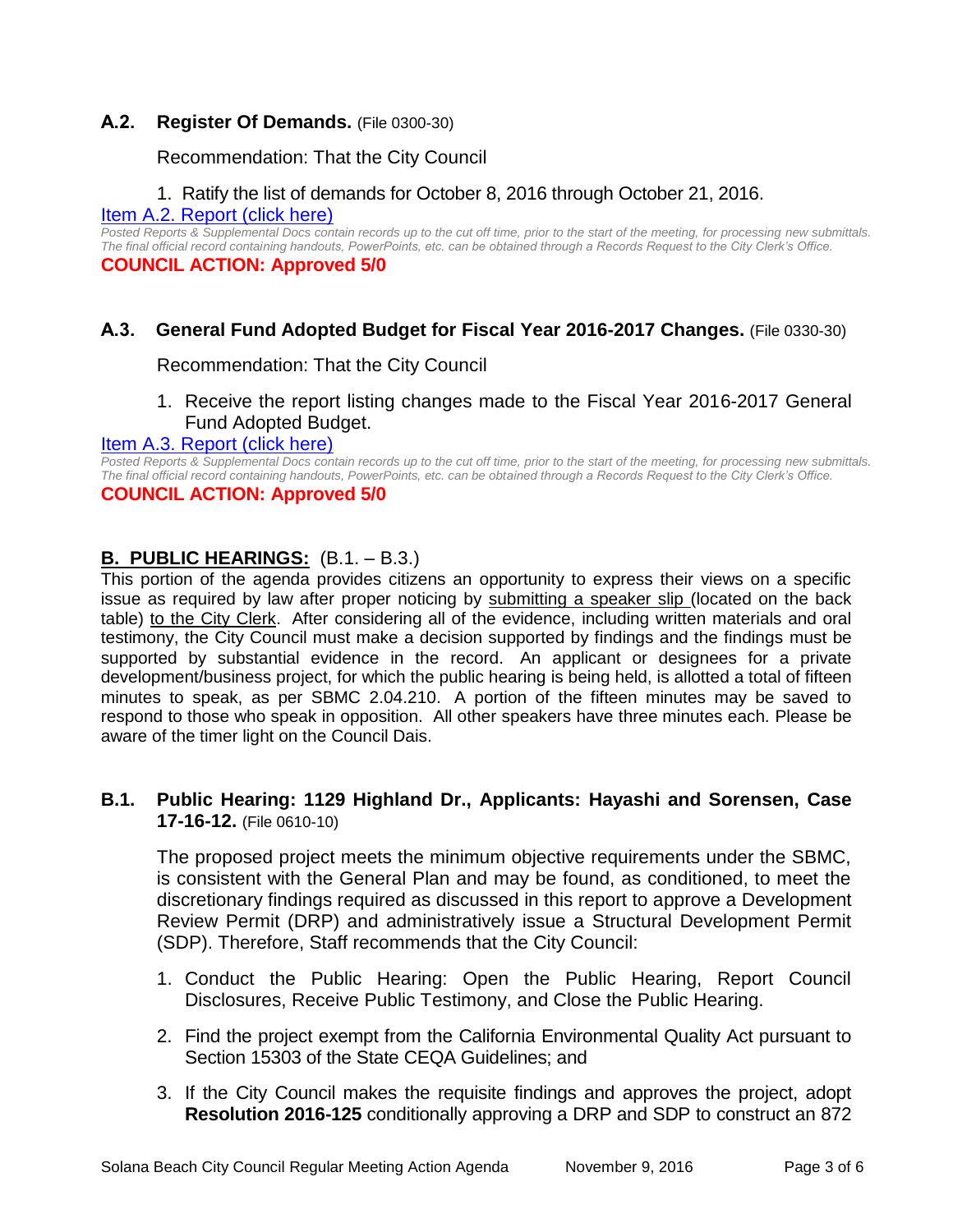### A.2. Register Of Demands. (File 0300-30)

Recommendation: That the City Council

1. Ratify the list of demands for October 8, 2016 through October 21, 2016.

[Item A.2. Report (click here)]

*Posted Reports & Supplemental Docs contain records up to the cut off time, prior to the start of the meeting, for processing new submittals. The final official record containing handouts, PowerPoints, etc. can be obtained through a Records Request to the City Clerk's Office.*

**COUNCIL ACTION: Approved 5/0**

### A.3. General Fund Adopted Budget for Fiscal Year 2016-2017 Changes. (File 0330-30)

Recommendation: That the City Council

1. Receive the report listing changes made to the Fiscal Year 2016-2017 General Fund Adopted Budget.

[Item A.3. Report (click here)]

*Posted Reports & Supplemental Docs contain records up to the cut off time, prior to the start of the meeting, for processing new submittals. The final official record containing handouts, PowerPoints, etc. can be obtained through a Records Request to the City Clerk's Office.*

**COUNCIL ACTION: Approved 5/0**

## B. PUBLIC HEARINGS: (B.1. – B.3.)

This portion of the agenda provides citizens an opportunity to express their views on a specific issue as required by law after proper noticing by submitting a speaker slip (located on the back table) to the City Clerk. After considering all of the evidence, including written materials and oral testimony, the City Council must make a decision supported by findings and the findings must be supported by substantial evidence in the record. An applicant or designees for a private development/business project, for which the public hearing is being held, is allotted a total of fifteen minutes to speak, as per SBMC 2.04.210. A portion of the fifteen minutes may be saved to respond to those who speak in opposition. All other speakers have three minutes each. Please be aware of the timer light on the Council Dais.

### B.1. Public Hearing: 1129 Highland Dr., Applicants: Hayashi and Sorensen, Case 17-16-12. (File 0610-10)

The proposed project meets the minimum objective requirements under the SBMC, is consistent with the General Plan and may be found, as conditioned, to meet the discretionary findings required as discussed in this report to approve a Development Review Permit (DRP) and administratively issue a Structural Development Permit (SDP). Therefore, Staff recommends that the City Council:

1. Conduct the Public Hearing: Open the Public Hearing, Report Council Disclosures, Receive Public Testimony, and Close the Public Hearing.
2. Find the project exempt from the California Environmental Quality Act pursuant to Section 15303 of the State CEQA Guidelines; and
3. If the City Council makes the requisite findings and approves the project, adopt **Resolution 2016-125** conditionally approving a DRP and SDP to construct an 872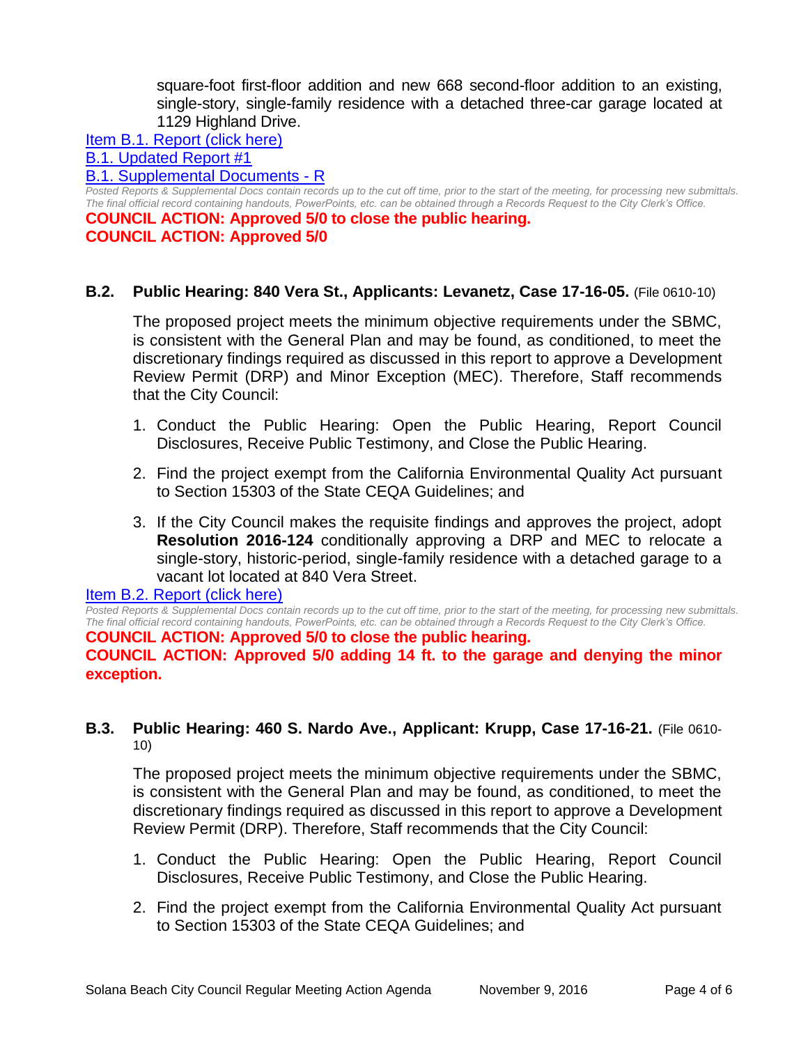square-foot first-floor addition and new 668 second-floor addition to an existing, single-story, single-family residence with a detached three-car garage located at 1129 Highland Drive.

[Item B.1. Report (click here)]

[B.1. Updated Report #1]

[B.1. Supplemental Documents - R]

*Posted Reports & Supplemental Docs contain records up to the cut off time, prior to the start of the meeting, for processing new submittals. The final official record containing handouts, PowerPoints, etc. can be obtained through a Records Request to the City Clerk's Office.*

**COUNCIL ACTION: Approved 5/0 to close the public hearing.**
**COUNCIL ACTION: Approved 5/0**

### B.2. Public Hearing: 840 Vera St., Applicants: Levanetz, Case 17-16-05. (File 0610-10)

The proposed project meets the minimum objective requirements under the SBMC, is consistent with the General Plan and may be found, as conditioned, to meet the discretionary findings required as discussed in this report to approve a Development Review Permit (DRP) and Minor Exception (MEC). Therefore, Staff recommends that the City Council:

1. Conduct the Public Hearing: Open the Public Hearing, Report Council Disclosures, Receive Public Testimony, and Close the Public Hearing.
2. Find the project exempt from the California Environmental Quality Act pursuant to Section 15303 of the State CEQA Guidelines; and
3. If the City Council makes the requisite findings and approves the project, adopt **Resolution 2016-124** conditionally approving a DRP and MEC to relocate a single-story, historic-period, single-family residence with a detached garage to a vacant lot located at 840 Vera Street.

[Item B.2. Report (click here)]

*Posted Reports & Supplemental Docs contain records up to the cut off time, prior to the start of the meeting, for processing new submittals. The final official record containing handouts, PowerPoints, etc. can be obtained through a Records Request to the City Clerk's Office.*

**COUNCIL ACTION: Approved 5/0 to close the public hearing.**
**COUNCIL ACTION: Approved 5/0 adding 14 ft. to the garage and denying the minor exception.**

### B.3. Public Hearing: 460 S. Nardo Ave., Applicant: Krupp, Case 17-16-21. (File 0610-10)

The proposed project meets the minimum objective requirements under the SBMC, is consistent with the General Plan and may be found, as conditioned, to meet the discretionary findings required as discussed in this report to approve a Development Review Permit (DRP). Therefore, Staff recommends that the City Council:

1. Conduct the Public Hearing: Open the Public Hearing, Report Council Disclosures, Receive Public Testimony, and Close the Public Hearing.
2. Find the project exempt from the California Environmental Quality Act pursuant to Section 15303 of the State CEQA Guidelines; and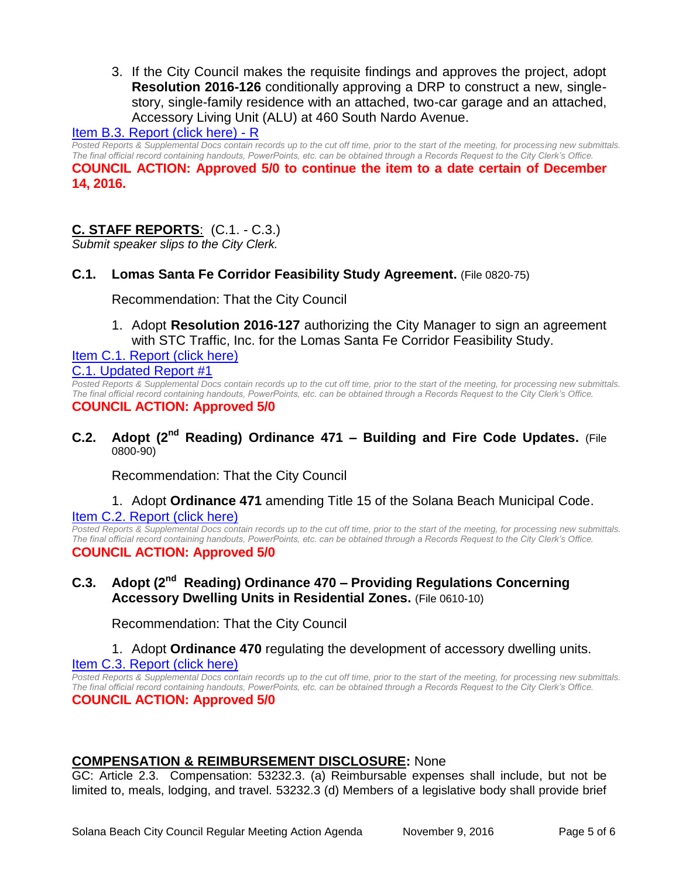3. If the City Council makes the requisite findings and approves the project, adopt **Resolution 2016-126** conditionally approving a DRP to construct a new, single-story, single-family residence with an attached, two-car garage and an attached, Accessory Living Unit (ALU) at 460 South Nardo Avenue.

Item B.3. Report (click here) - R

*Posted Reports & Supplemental Docs contain records up to the cut off time, prior to the start of the meeting, for processing new submittals. The final official record containing handouts, PowerPoints, etc. can be obtained through a Records Request to the City Clerk's Office.*

**COUNCIL ACTION: Approved 5/0 to continue the item to a date certain of December 14, 2016.**

## C. STAFF REPORTS: (C.1. - C.3.)

*Submit speaker slips to the City Clerk.*

### C.1. Lomas Santa Fe Corridor Feasibility Study Agreement. (File 0820-75)

Recommendation: That the City Council

1. Adopt **Resolution 2016-127** authorizing the City Manager to sign an agreement with STC Traffic, Inc. for the Lomas Santa Fe Corridor Feasibility Study.

Item C.1. Report (click here)

C.1. Updated Report #1

*Posted Reports & Supplemental Docs contain records up to the cut off time, prior to the start of the meeting, for processing new submittals. The final official record containing handouts, PowerPoints, etc. can be obtained through a Records Request to the City Clerk's Office.*

**COUNCIL ACTION: Approved 5/0**

### C.2. Adopt (2nd Reading) Ordinance 471 – Building and Fire Code Updates. (File 0800-90)

Recommendation: That the City Council

1. Adopt **Ordinance 471** amending Title 15 of the Solana Beach Municipal Code.

Item C.2. Report (click here)

*Posted Reports & Supplemental Docs contain records up to the cut off time, prior to the start of the meeting, for processing new submittals. The final official record containing handouts, PowerPoints, etc. can be obtained through a Records Request to the City Clerk's Office.*

**COUNCIL ACTION: Approved 5/0**

### C.3. Adopt (2nd Reading) Ordinance 470 – Providing Regulations Concerning Accessory Dwelling Units in Residential Zones. (File 0610-10)

Recommendation: That the City Council

1. Adopt **Ordinance 470** regulating the development of accessory dwelling units.

Item C.3. Report (click here)

*Posted Reports & Supplemental Docs contain records up to the cut off time, prior to the start of the meeting, for processing new submittals. The final official record containing handouts, PowerPoints, etc. can be obtained through a Records Request to the City Clerk's Office.*

**COUNCIL ACTION: Approved 5/0**

## COMPENSATION & REIMBURSEMENT DISCLOSURE: None

GC: Article 2.3. Compensation: 53232.3. (a) Reimbursable expenses shall include, but not be limited to, meals, lodging, and travel. 53232.3 (d) Members of a legislative body shall provide brief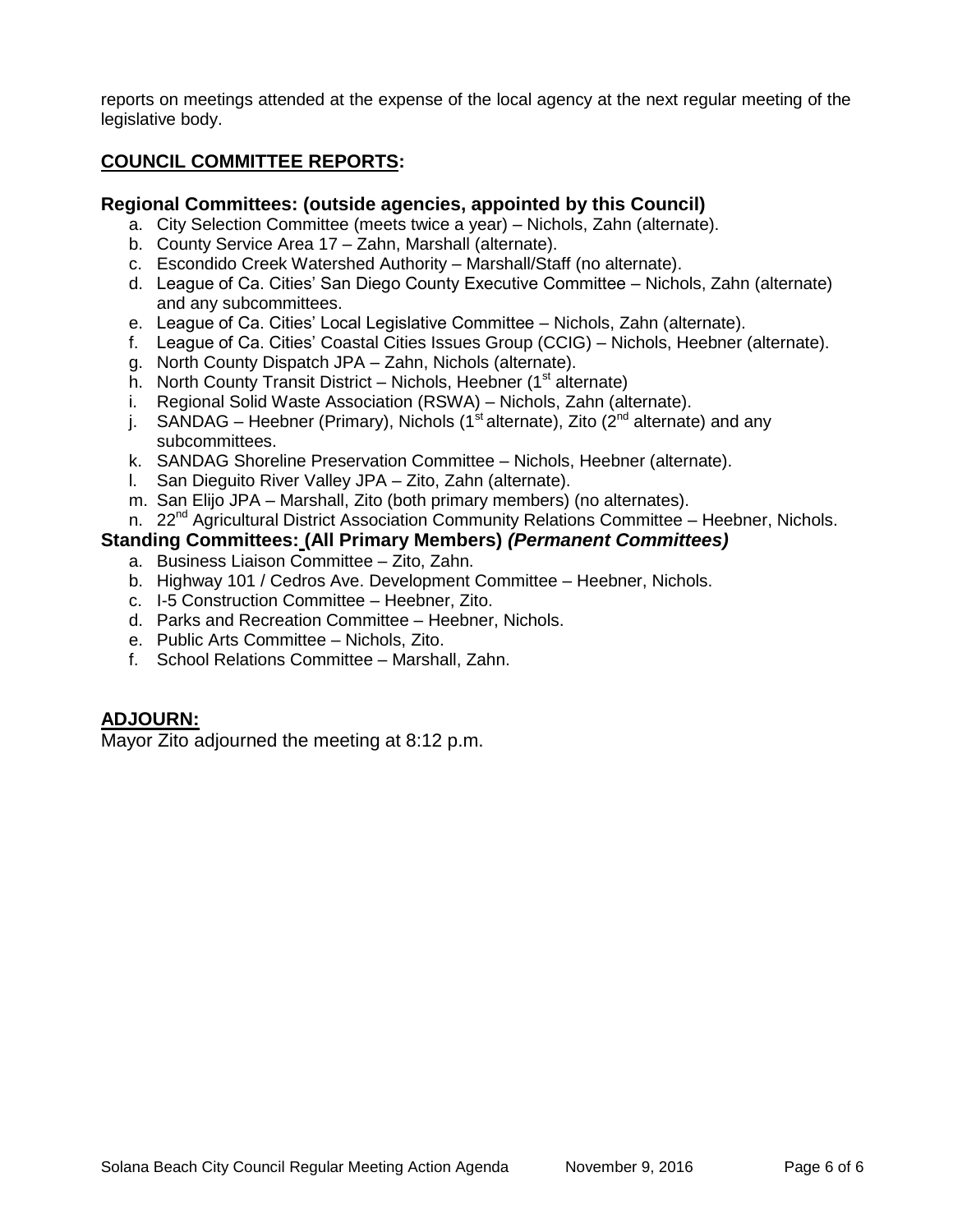reports on meetings attended at the expense of the local agency at the next regular meeting of the legislative body.

## **COUNCIL COMMITTEE REPORTS:**

### Regional Committees: (outside agencies, appointed by this Council)

a. City Selection Committee (meets twice a year) – Nichols, Zahn (alternate).
b. County Service Area 17 – Zahn, Marshall (alternate).
c. Escondido Creek Watershed Authority – Marshall/Staff (no alternate).
d. League of Ca. Cities' San Diego County Executive Committee – Nichols, Zahn (alternate) and any subcommittees.
e. League of Ca. Cities' Local Legislative Committee – Nichols, Zahn (alternate).
f. League of Ca. Cities' Coastal Cities Issues Group (CCIG) – Nichols, Heebner (alternate).
g. North County Dispatch JPA – Zahn, Nichols (alternate).
h. North County Transit District – Nichols, Heebner (1st alternate)
i. Regional Solid Waste Association (RSWA) – Nichols, Zahn (alternate).
j. SANDAG – Heebner (Primary), Nichols (1st alternate), Zito (2nd alternate) and any subcommittees.
k. SANDAG Shoreline Preservation Committee – Nichols, Heebner (alternate).
l. San Dieguito River Valley JPA – Zito, Zahn (alternate).
m. San Elijo JPA – Marshall, Zito (both primary members) (no alternates).
n. 22nd Agricultural District Association Community Relations Committee – Heebner, Nichols.

### Standing Committees: (All Primary Members) *(Permanent Committees)*

a. Business Liaison Committee – Zito, Zahn.
b. Highway 101 / Cedros Ave. Development Committee – Heebner, Nichols.
c. I-5 Construction Committee – Heebner, Zito.
d. Parks and Recreation Committee – Heebner, Nichols.
e. Public Arts Committee – Nichols, Zito.
f. School Relations Committee – Marshall, Zahn.

## **ADJOURN:**

Mayor Zito adjourned the meeting at 8:12 p.m.